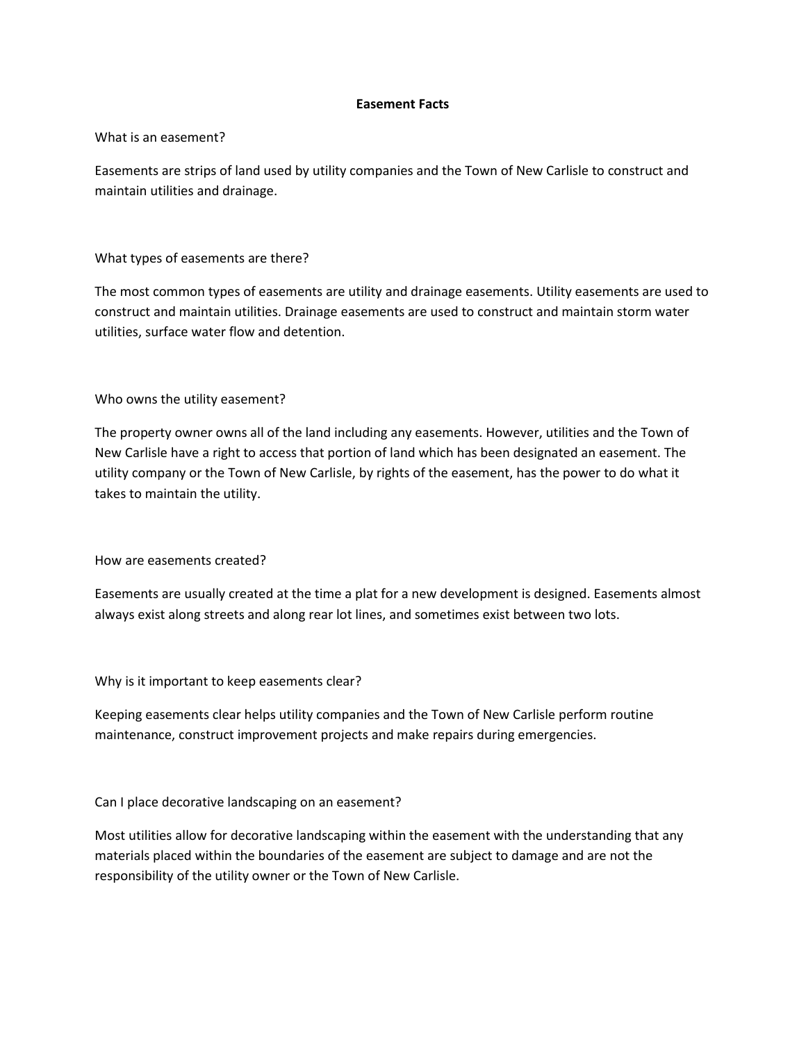# Easement Facts

What is an easement?

Easements are strips of land used by utility companies and the Town of New Carlisle to construct and maintain utilities and drainage.

What types of easements are there?

The most common types of easements are utility and drainage easements. Utility easements are used to construct and maintain utilities. Drainage easements are used to construct and maintain storm water utilities, surface water flow and detention.

Who owns the utility easement?

The property owner owns all of the land including any easements. However, utilities and the Town of New Carlisle have a right to access that portion of land which has been designated an easement. The utility company or the Town of New Carlisle, by rights of the easement, has the power to do what it takes to maintain the utility.

How are easements created?

Easements are usually created at the time a plat for a new development is designed. Easements almost always exist along streets and along rear lot lines, and sometimes exist between two lots.

Why is it important to keep easements clear?

Keeping easements clear helps utility companies and the Town of New Carlisle perform routine maintenance, construct improvement projects and make repairs during emergencies.

Can I place decorative landscaping on an easement?

Most utilities allow for decorative landscaping within the easement with the understanding that any materials placed within the boundaries of the easement are subject to damage and are not the responsibility of the utility owner or the Town of New Carlisle.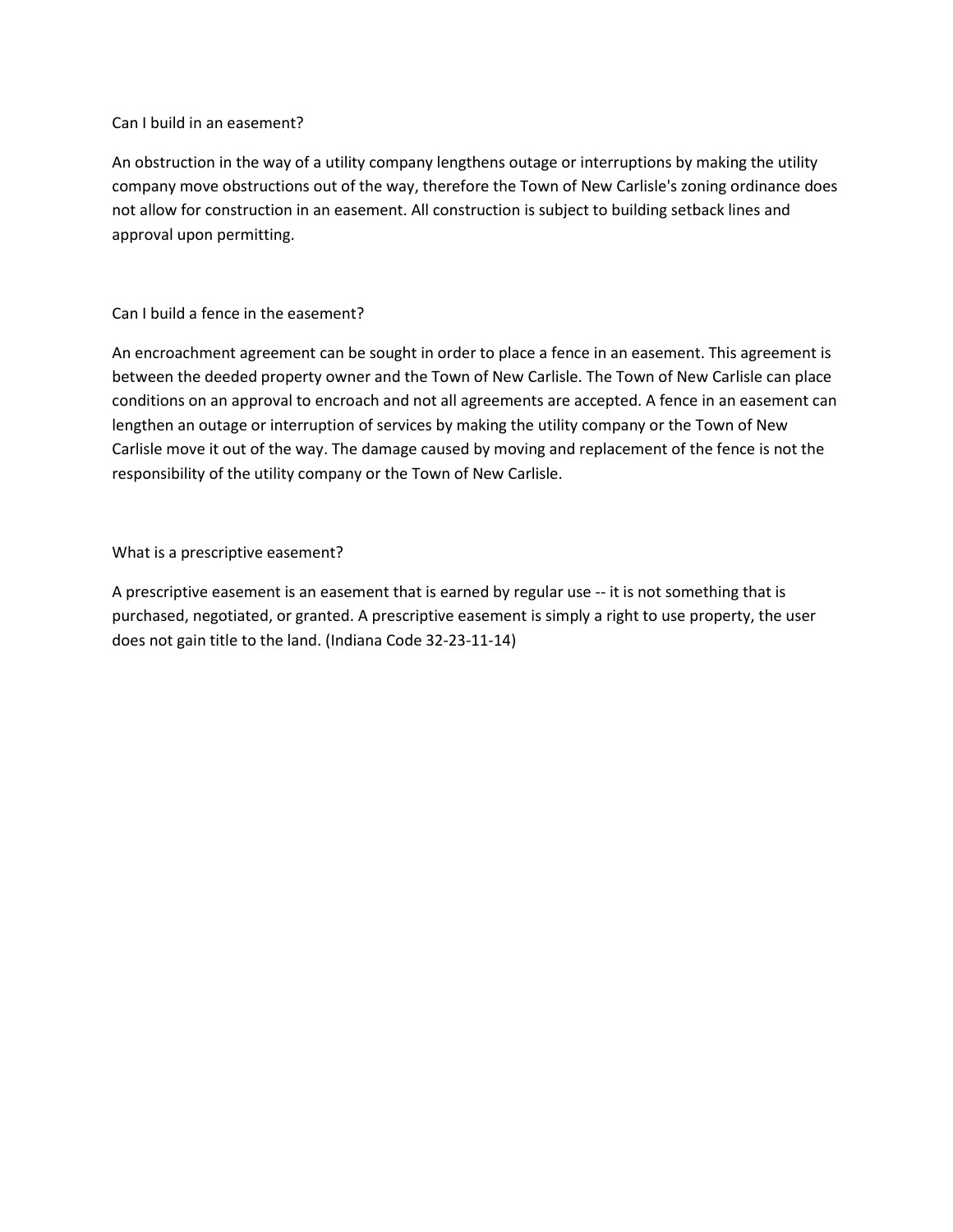## Can I build in an easement?

An obstruction in the way of a utility company lengthens outage or interruptions by making the utility company move obstructions out of the way, therefore the Town of New Carlisle's zoning ordinance does not allow for construction in an easement. All construction is subject to building setback lines and approval upon permitting.

## Can I build a fence in the easement?

An encroachment agreement can be sought in order to place a fence in an easement. This agreement is between the deeded property owner and the Town of New Carlisle. The Town of New Carlisle can place conditions on an approval to encroach and not all agreements are accepted. A fence in an easement can lengthen an outage or interruption of services by making the utility company or the Town of New Carlisle move it out of the way. The damage caused by moving and replacement of the fence is not the responsibility of the utility company or the Town of New Carlisle.

## What is a prescriptive easement?

A prescriptive easement is an easement that is earned by regular use -- it is not something that is purchased, negotiated, or granted. A prescriptive easement is simply a right to use property, the user does not gain title to the land. (Indiana Code 32-23-11-14)